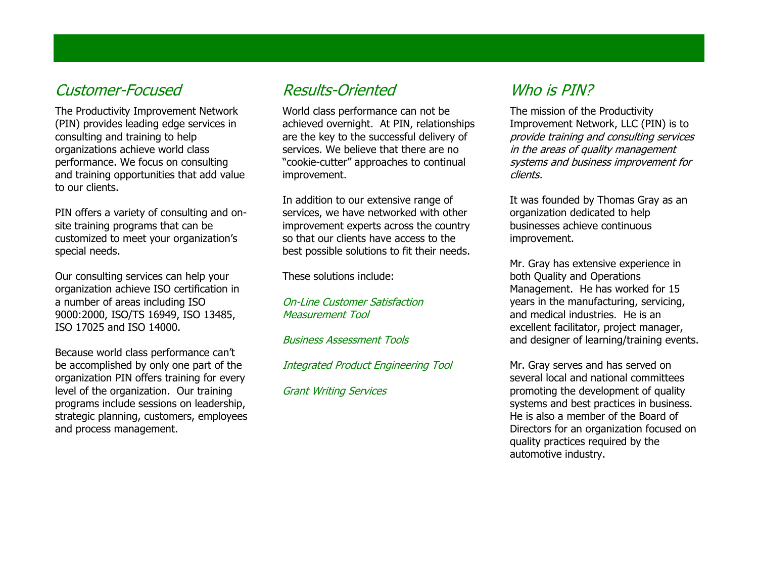## *Customer-Focused*

The Productivity Improvement Network (PIN) provides leading edge services in consulting and training to help organizations achieve world class performance. We focus on consulting and training opportunities that add value to our clients.

PIN offers a variety of consulting and on-site training programs that can be customized to meet your organization's special needs.

Our consulting services can help your organization achieve ISO certification in a number of areas including ISO 9000:2000, ISO/TS 16949, ISO 13485, ISO 17025 and ISO 14000.

Because world class performance can't be accomplished by only one part of the organization PIN offers training for every level of the organization. Our training programs include sessions on leadership, strategic planning, customers, employees and process management.

## *Results-Oriented*

World class performance can not be achieved overnight. At PIN, relationships are the key to the successful delivery of services. We believe that there are no "cookie-cutter" approaches to continual improvement.

In addition to our extensive range of services, we have networked with other improvement experts across the country so that our clients have access to the best possible solutions to fit their needs.

These solutions include:

*On-Line Customer Satisfaction Measurement Tool*

*Business Assessment Tools*

*Integrated Product Engineering Tool*

*Grant Writing Services*

## *Who is PIN?*

The mission of the Productivity Improvement Network, LLC (PIN) is to *provide training and consulting services in the areas of quality management systems and business improvement for clients.*

It was founded by Thomas Gray as an organization dedicated to help businesses achieve continuous improvement.

Mr. Gray has extensive experience in both Quality and Operations Management. He has worked for 15 years in the manufacturing, servicing, and medical industries. He is an excellent facilitator, project manager, and designer of learning/training events.

Mr. Gray serves and has served on several local and national committees promoting the development of quality systems and best practices in business. He is also a member of the Board of Directors for an organization focused on quality practices required by the automotive industry.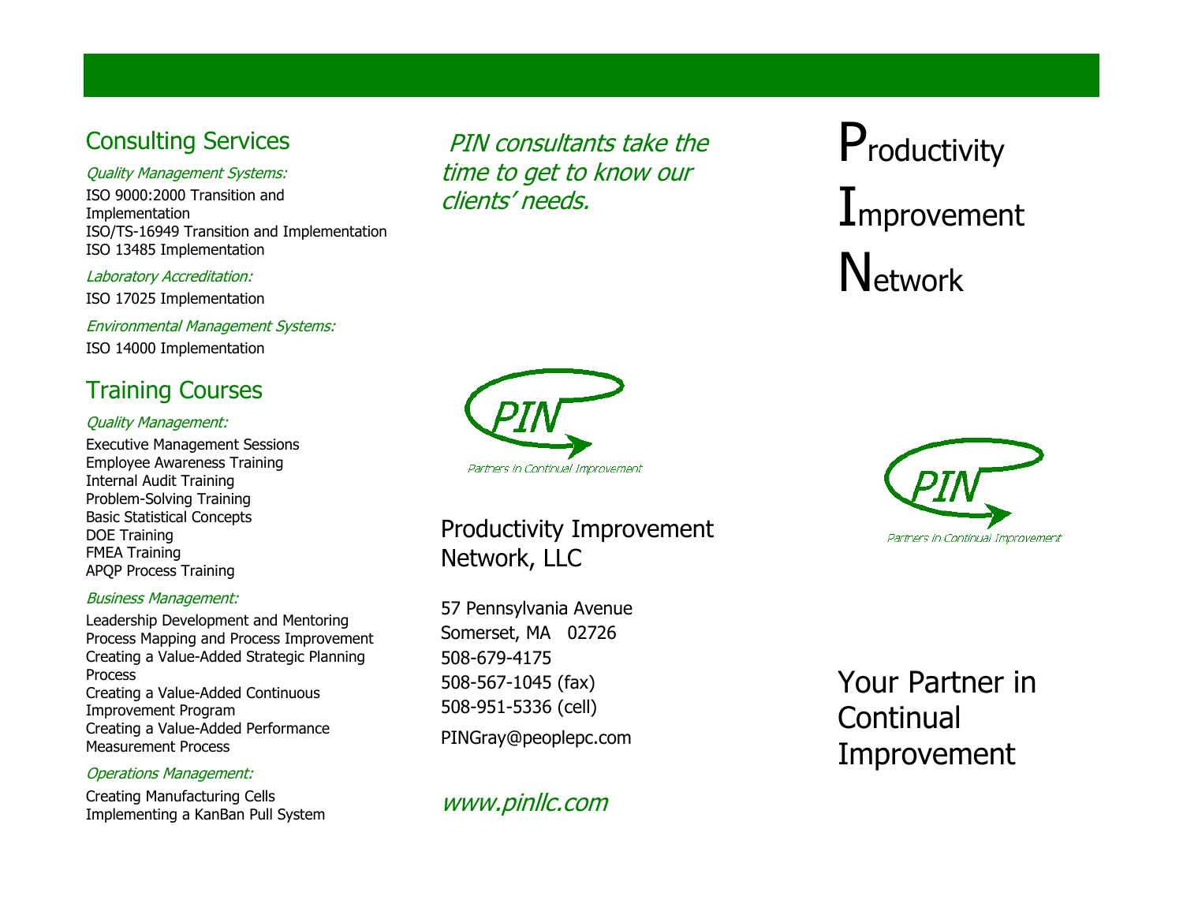## Consulting Services

*Quality Management Systems:*

ISO 9000:2000 Transition and Implementation
ISO/TS-16949 Transition and Implementation
ISO 13485 Implementation

*Laboratory Accreditation:*

ISO 17025 Implementation

*Environmental Management Systems:*

ISO 14000 Implementation

## Training Courses

*Quality Management:*

Executive Management Sessions
Employee Awareness Training
Internal Audit Training
Problem-Solving Training
Basic Statistical Concepts
DOE Training
FMEA Training
APQP Process Training

*Business Management:*

Leadership Development and Mentoring
Process Mapping and Process Improvement
Creating a Value-Added Strategic Planning Process
Creating a Value-Added Continuous Improvement Program
Creating a Value-Added Performance Measurement Process

*Operations Management:*

Creating Manufacturing Cells
Implementing a KanBan Pull System

*PIN consultants take the time to get to know our clients' needs.*

PIN

Partners in Continual Improvement

Productivity Improvement Network, LLC

57 Pennsylvania Avenue
Somerset, MA 02726
508-679-4175
508-567-1045 (fax)
508-951-5336 (cell)
PINGray@peoplepc.com

*www.pinllc.com*

# Productivity Improvement Network

PIN

Partners in Continual Improvement

Your Partner in Continual Improvement